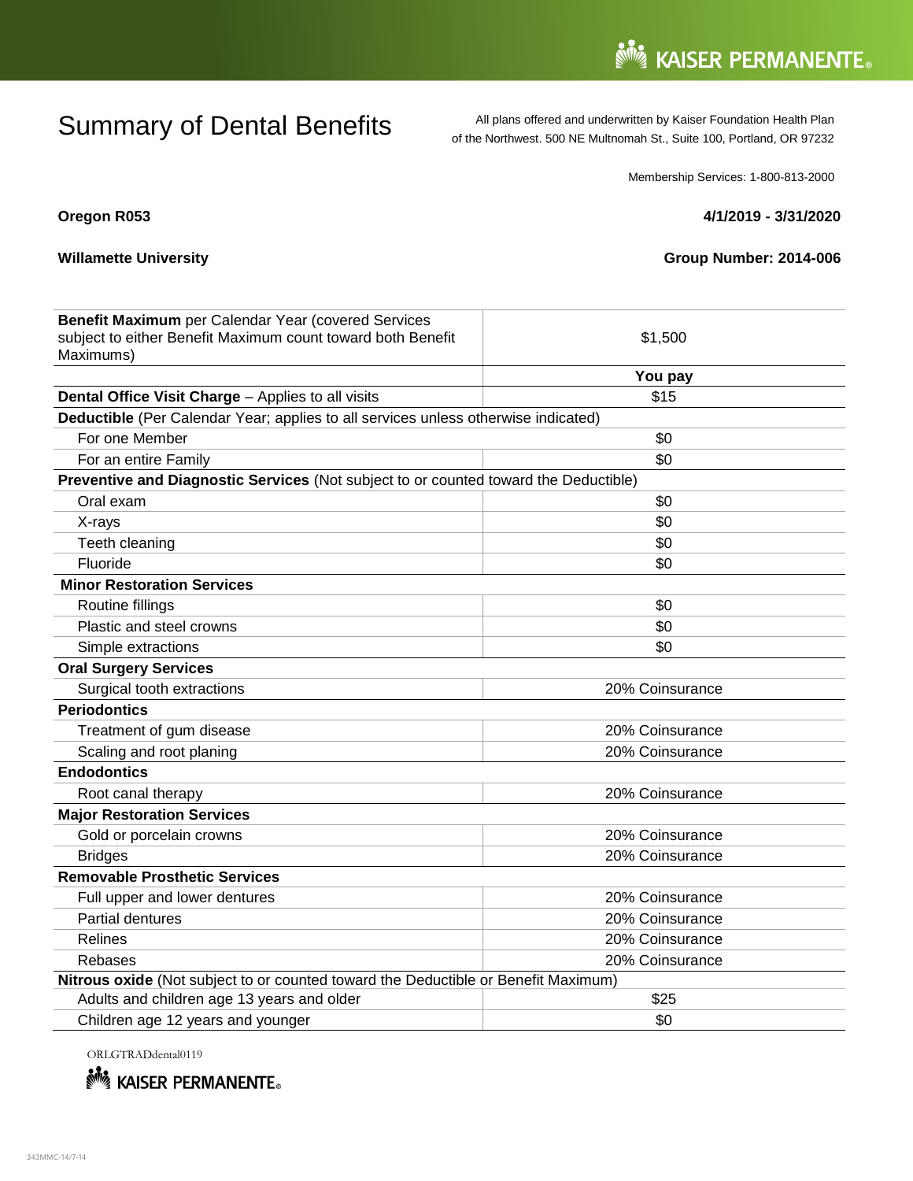KAISER PERMANENTE

# Summary of Dental Benefits

All plans offered and underwritten by Kaiser Foundation Health Plan of the Northwest. 500 NE Multnomah St., Suite 100, Portland, OR 97232

Membership Services: 1-800-813-2000

**Oregon R053** — **4/1/2019 - 3/31/2020**

**Willamette University** — **Group Number: 2014-006**

| | |
|---|---|
| **Benefit Maximum** per Calendar Year (covered Services subject to either Benefit Maximum count toward both Benefit Maximums) | $1,500 |
| | **You pay** |
| **Dental Office Visit Charge** – Applies to all visits | $15 |
| **Deductible** (Per Calendar Year; applies to all services unless otherwise indicated) | |
| For one Member | $0 |
| For an entire Family | $0 |
| **Preventive and Diagnostic Services** (Not subject to or counted toward the Deductible) | |
| Oral exam | $0 |
| X-rays | $0 |
| Teeth cleaning | $0 |
| Fluoride | $0 |
| **Minor Restoration Services** | |
| Routine fillings | $0 |
| Plastic and steel crowns | $0 |
| Simple extractions | $0 |
| **Oral Surgery Services** | |
| Surgical tooth extractions | 20% Coinsurance |
| **Periodontics** | |
| Treatment of gum disease | 20% Coinsurance |
| Scaling and root planing | 20% Coinsurance |
| **Endodontics** | |
| Root canal therapy | 20% Coinsurance |
| **Major Restoration Services** | |
| Gold or porcelain crowns | 20% Coinsurance |
| Bridges | 20% Coinsurance |
| **Removable Prosthetic Services** | |
| Full upper and lower dentures | 20% Coinsurance |
| Partial dentures | 20% Coinsurance |
| Relines | 20% Coinsurance |
| Rebases | 20% Coinsurance |
| **Nitrous oxide** (Not subject to or counted toward the Deductible or Benefit Maximum) | |
| Adults and children age 13 years and older | $25 |
| Children age 12 years and younger | $0 |

ORLGTRADdental0119

KAISER PERMANENTE

343MMC-14/7-14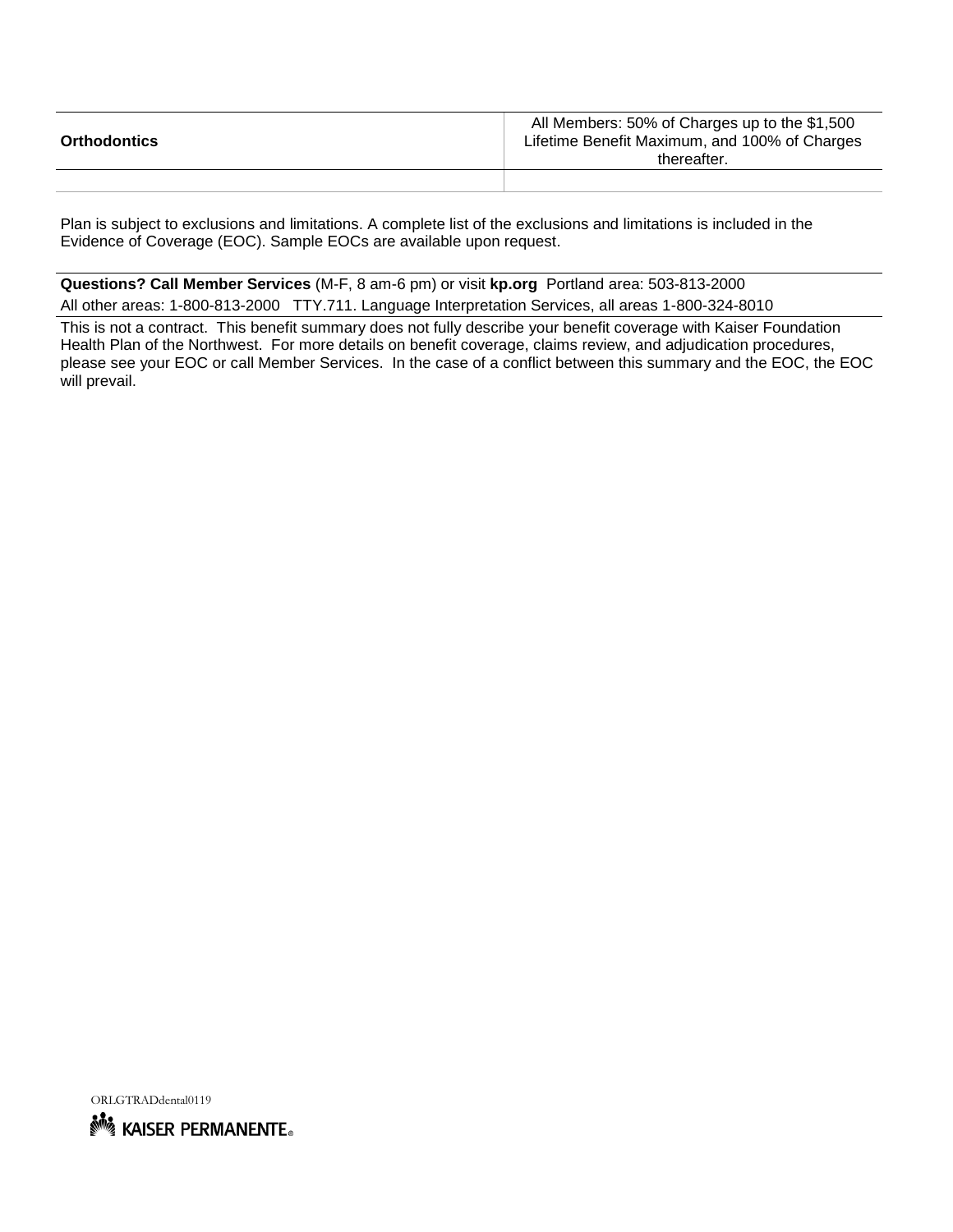| | |
|---|---|
| **Orthodontics** | All Members: 50% of Charges up to the $1,500 Lifetime Benefit Maximum, and 100% of Charges thereafter. |
| | |

Plan is subject to exclusions and limitations. A complete list of the exclusions and limitations is included in the Evidence of Coverage (EOC). Sample EOCs are available upon request.

**Questions? Call Member Services** (M-F, 8 am-6 pm) or visit **kp.org** Portland area: 503-813-2000
All other areas: 1-800-813-2000 TTY.711. Language Interpretation Services, all areas 1-800-324-8010

This is not a contract. This benefit summary does not fully describe your benefit coverage with Kaiser Foundation Health Plan of the Northwest. For more details on benefit coverage, claims review, and adjudication procedures, please see your EOC or call Member Services. In the case of a conflict between this summary and the EOC, the EOC will prevail.

ORLGTRADdental0119

KAISER PERMANENTE®